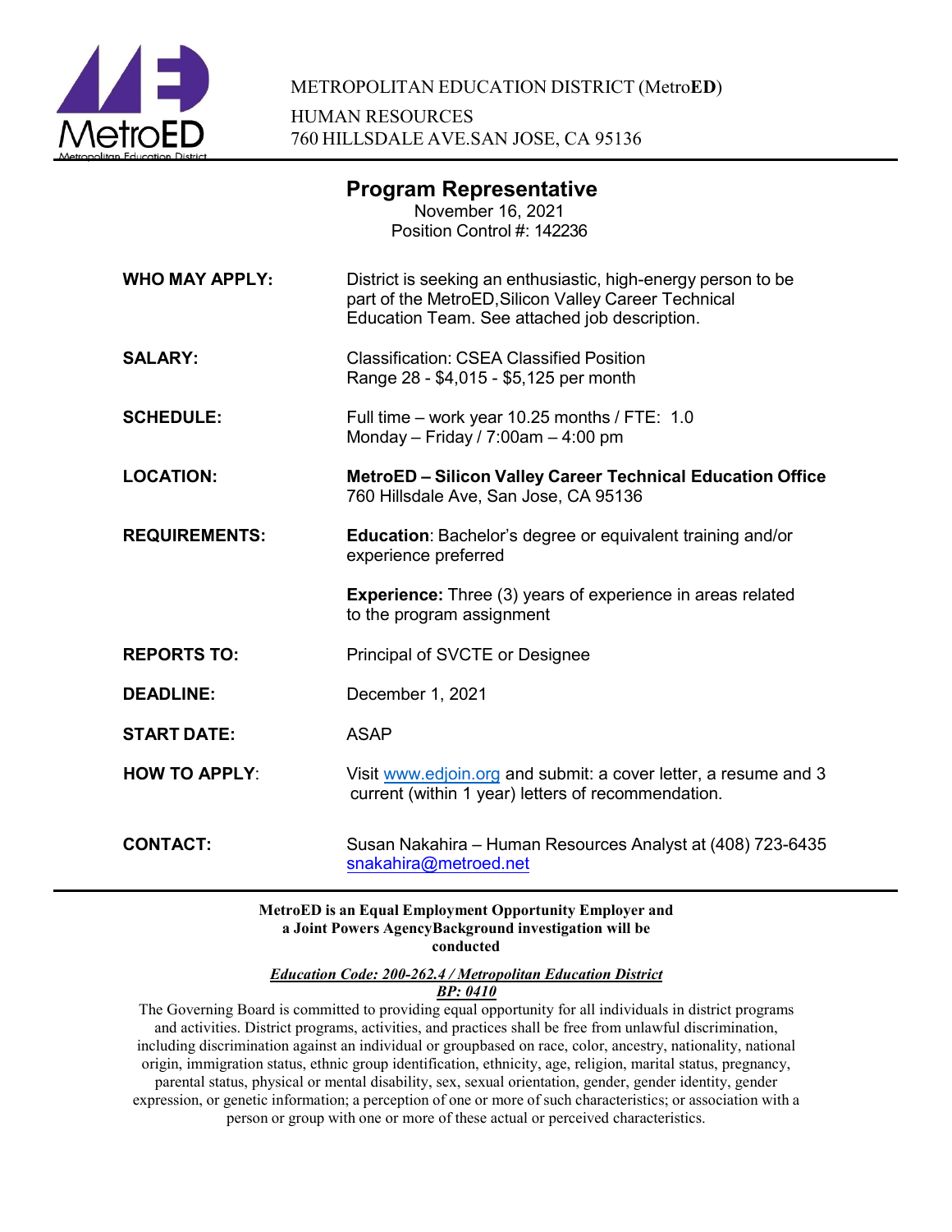METROPOLITAN EDUCATION DISTRICT (Metro**ED**)

HUMAN RESOURCES
760 HILLSDALE AVE.SAN JOSE, CA 95136

# Program Representative

November 16, 2021
Position Control #: 142236

**WHO MAY APPLY:** District is seeking an enthusiastic, high-energy person to be part of the MetroED,Silicon Valley Career Technical Education Team. See attached job description.

**SALARY:** Classification: CSEA Classified Position
Range 28 - $4,015 - $5,125 per month

**SCHEDULE:** Full time – work year 10.25 months / FTE: 1.0
Monday – Friday / 7:00am – 4:00 pm

**LOCATION:** **MetroED – Silicon Valley Career Technical Education Office**
760 Hillsdale Ave, San Jose, CA 95136

**REQUIREMENTS:** **Education**: Bachelor's degree or equivalent training and/or experience preferred

**Experience:** Three (3) years of experience in areas related to the program assignment

**REPORTS TO:** Principal of SVCTE or Designee

**DEADLINE:** December 1, 2021

**START DATE:** ASAP

**HOW TO APPLY**: Visit www.edjoin.org and submit: a cover letter, a resume and 3 current (within 1 year) letters of recommendation.

**CONTACT:** Susan Nakahira – Human Resources Analyst at (408) 723-6435
snakahira@metroed.net

---

**MetroED is an Equal Employment Opportunity Employer and a Joint Powers AgencyBackground investigation will be conducted**

***Education Code: 200-262.4 / Metropolitan Education District BP: 0410***

The Governing Board is committed to providing equal opportunity for all individuals in district programs and activities. District programs, activities, and practices shall be free from unlawful discrimination, including discrimination against an individual or groupbased on race, color, ancestry, nationality, national origin, immigration status, ethnic group identification, ethnicity, age, religion, marital status, pregnancy, parental status, physical or mental disability, sex, sexual orientation, gender, gender identity, gender expression, or genetic information; a perception of one or more of such characteristics; or association with a person or group with one or more of these actual or perceived characteristics.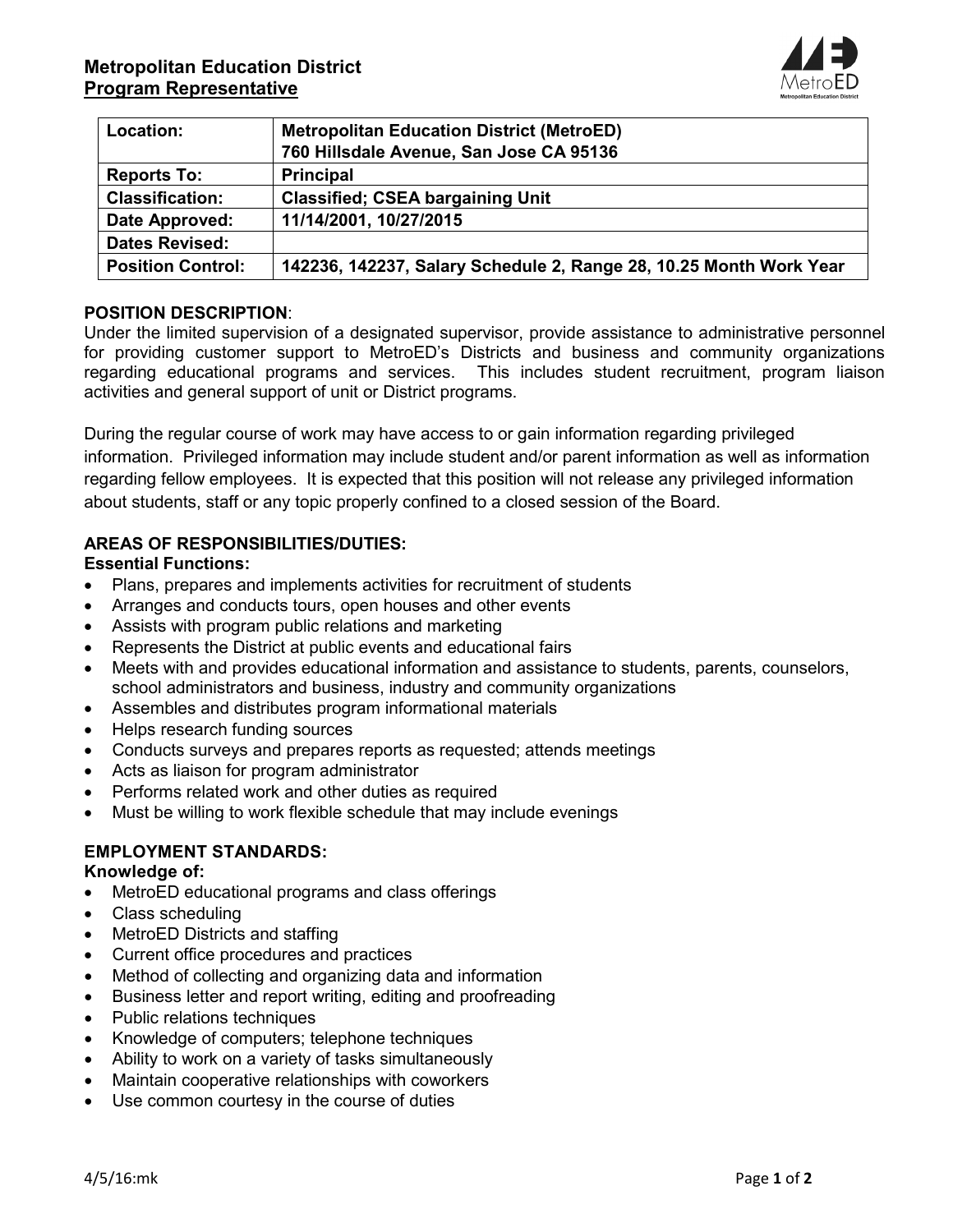# Metropolitan Education District
## Program Representative

| Location: | Metropolitan Education District (MetroED) 760 Hillsdale Avenue, San Jose CA 95136 |
|---|---|
| Reports To: | Principal |
| Classification: | Classified; CSEA bargaining Unit |
| Date Approved: | 11/14/2001, 10/27/2015 |
| Dates Revised: | |
| Position Control: | 142236, 142237, Salary Schedule 2, Range 28, 10.25 Month Work Year |

**POSITION DESCRIPTION**:
Under the limited supervision of a designated supervisor, provide assistance to administrative personnel for providing customer support to MetroED's Districts and business and community organizations regarding educational programs and services. This includes student recruitment, program liaison activities and general support of unit or District programs.

During the regular course of work may have access to or gain information regarding privileged information. Privileged information may include student and/or parent information as well as information regarding fellow employees. It is expected that this position will not release any privileged information about students, staff or any topic properly confined to a closed session of the Board.

**AREAS OF RESPONSIBILITIES/DUTIES:**
**Essential Functions:**

- Plans, prepares and implements activities for recruitment of students
- Arranges and conducts tours, open houses and other events
- Assists with program public relations and marketing
- Represents the District at public events and educational fairs
- Meets with and provides educational information and assistance to students, parents, counselors, school administrators and business, industry and community organizations
- Assembles and distributes program informational materials
- Helps research funding sources
- Conducts surveys and prepares reports as requested; attends meetings
- Acts as liaison for program administrator
- Performs related work and other duties as required
- Must be willing to work flexible schedule that may include evenings

**EMPLOYMENT STANDARDS:**
**Knowledge of:**

- MetroED educational programs and class offerings
- Class scheduling
- MetroED Districts and staffing
- Current office procedures and practices
- Method of collecting and organizing data and information
- Business letter and report writing, editing and proofreading
- Public relations techniques
- Knowledge of computers; telephone techniques
- Ability to work on a variety of tasks simultaneously
- Maintain cooperative relationships with coworkers
- Use common courtesy in the course of duties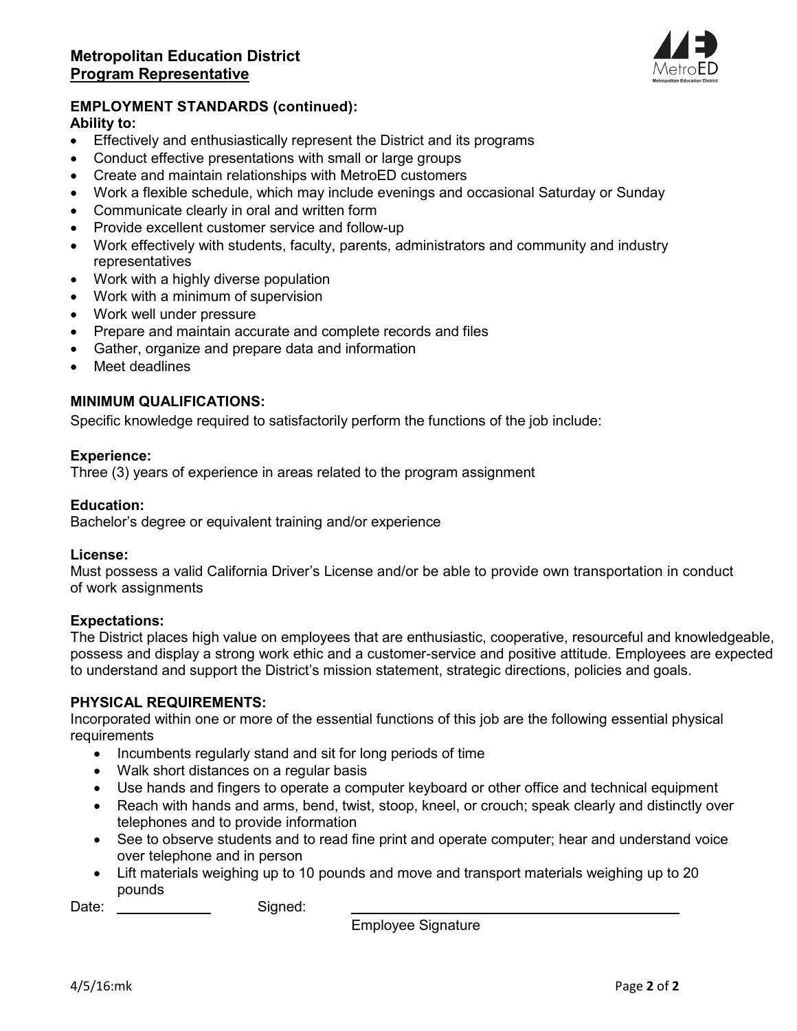# Metropolitan Education District

## Program Representative

**EMPLOYMENT STANDARDS (continued):**

**Ability to:**

- Effectively and enthusiastically represent the District and its programs
- Conduct effective presentations with small or large groups
- Create and maintain relationships with MetroED customers
- Work a flexible schedule, which may include evenings and occasional Saturday or Sunday
- Communicate clearly in oral and written form
- Provide excellent customer service and follow-up
- Work effectively with students, faculty, parents, administrators and community and industry representatives
- Work with a highly diverse population
- Work with a minimum of supervision
- Work well under pressure
- Prepare and maintain accurate and complete records and files
- Gather, organize and prepare data and information
- Meet deadlines

**MINIMUM QUALIFICATIONS:**

Specific knowledge required to satisfactorily perform the functions of the job include:

**Experience:**

Three (3) years of experience in areas related to the program assignment

**Education:**

Bachelor's degree or equivalent training and/or experience

**License:**

Must possess a valid California Driver's License and/or be able to provide own transportation in conduct of work assignments

**Expectations:**

The District places high value on employees that are enthusiastic, cooperative, resourceful and knowledgeable, possess and display a strong work ethic and a customer-service and positive attitude. Employees are expected to understand and support the District's mission statement, strategic directions, policies and goals.

**PHYSICAL REQUIREMENTS:**

Incorporated within one or more of the essential functions of this job are the following essential physical requirements

- Incumbents regularly stand and sit for long periods of time
- Walk short distances on a regular basis
- Use hands and fingers to operate a computer keyboard or other office and technical equipment
- Reach with hands and arms, bend, twist, stoop, kneel, or crouch; speak clearly and distinctly over telephones and to provide information
- See to observe students and to read fine print and operate computer; hear and understand voice over telephone and in person
- Lift materials weighing up to 10 pounds and move and transport materials weighing up to 20 pounds

Date: ____________ Signed: ________________________________________

Employee Signature

4/5/16:mk